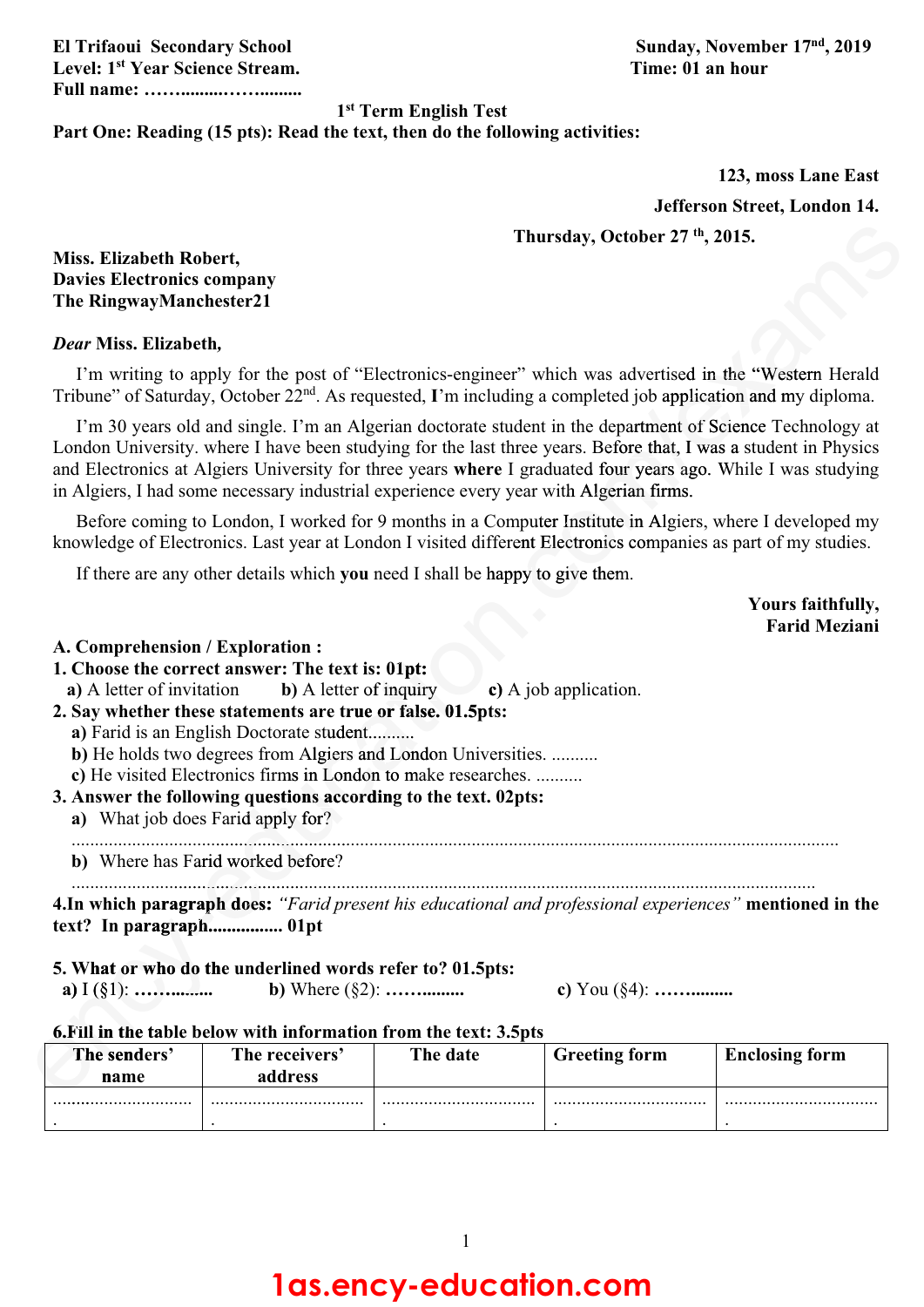**El Trifaoui Secondary School**
**Level: 1st Year Science Stream.**
**Full name: ……........……........**

**Sunday, November 17nd, 2019**
**Time: 01 an hour**

**1st Term English Test**

**Part One: Reading (15 pts): Read the text, then do the following activities:**

**123, moss Lane East**
**Jefferson Street, London 14.**
**Thursday, October 27 th, 2015.**

**Miss. Elizabeth Robert,**
**Davies Electronics company**
**The RingwayManchester21**

***Dear* Miss. Elizabeth,**

I'm writing to apply for the post of "Electronics-engineer" which was advertised in the "Western Herald Tribune" of Saturday, October 22nd. As requested, **I**'m including a completed job application and my diploma.

I'm 30 years old and single. I'm an Algerian doctorate student in the department of Science Technology at London University. where I have been studying for the last three years. Before that, I was a student in Physics and Electronics at Algiers University for three years **where** I graduated four years ago. While I was studying in Algiers, I had some necessary industrial experience every year with Algerian firms.

Before coming to London, I worked for 9 months in a Computer Institute in Algiers, where I developed my knowledge of Electronics. Last year at London I visited different Electronics companies as part of my studies.

If there are any other details which **you** need I shall be happy to give them.

**Yours faithfully,**
**Farid Meziani**

**A. Comprehension / Exploration :**

**1. Choose the correct answer: The text is: 01pt:**

**a)** A letter of invitation **b)** A letter of inquiry **c)** A job application.

**2. Say whether these statements are true or false. 01.5pts:**

**a)** Farid is an English Doctorate student..........
**b)** He holds two degrees from Algiers and London Universities. ..........
**c)** He visited Electronics firms in London to make researches. ..........

**3. Answer the following questions according to the text. 02pts:**

**a)** What job does Farid apply for?
.................................................................................................................................................

**b)** Where has Farid worked before?
.................................................................................................................................................

**4.In which paragraph does:** *"Farid present his educational and professional experiences"* **mentioned in the text? In paragraph................ 01pt**

**5. What or who do the underlined words refer to? 01.5pts:**

**a)** I (§1): **……........** **b)** Where (§2): **……........** **c)** You (§4): **……........**

**6.Fill in the table below with information from the text: 3.5pts**

| The senders' name | The receivers' address | The date | Greeting form | Enclosing form |
|---|---|---|---|---|
| ............................. | ............................. | ............................. | ............................. | ............................. |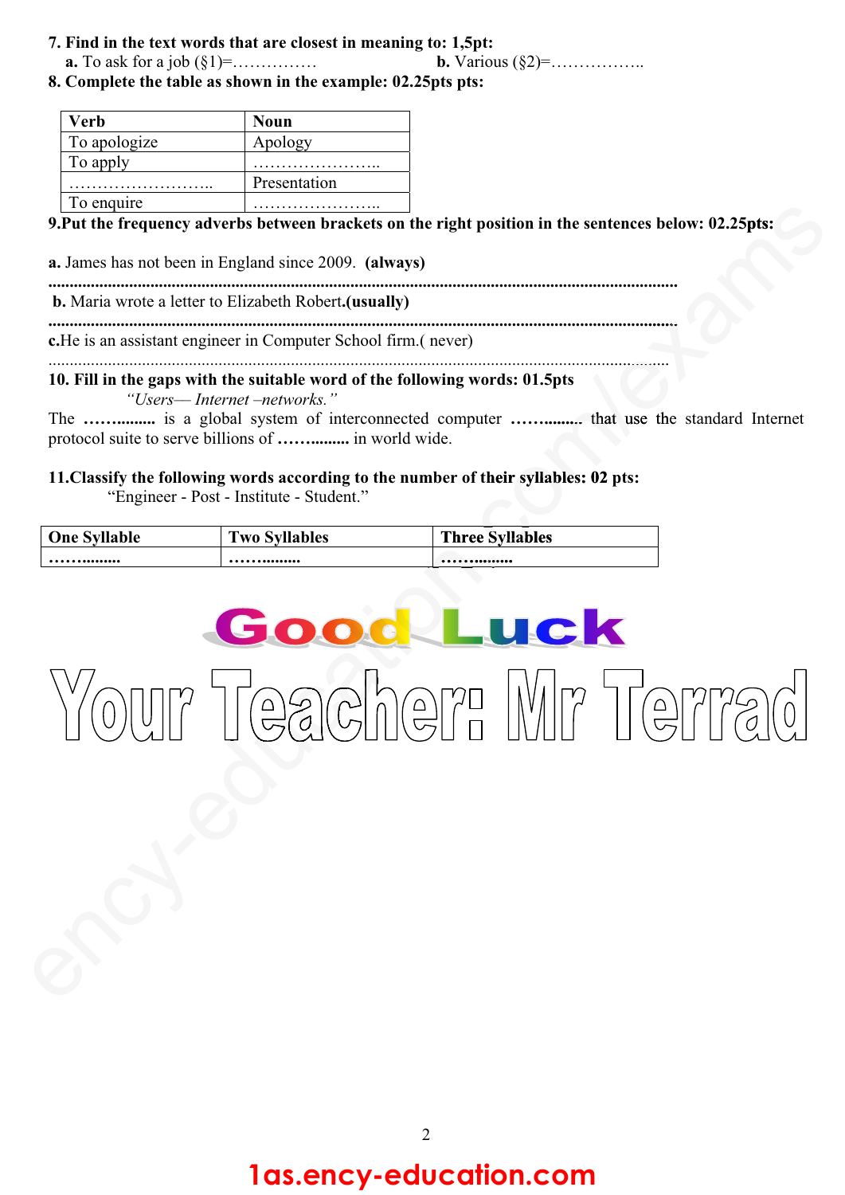**7. Find in the text words that are closest in meaning to: 1,5pt:**

**a.** To ask for a job (§1)=…………… **b.** Various (§2)=……………..

**8. Complete the table as shown in the example: 02.25pts pts:**

| Verb | Noun |
|---|---|
| To apologize | Apology |
| To apply | ………………….. |
| …………………….. | Presentation |
| To enquire | ………………….. |

**9.Put the frequency adverbs between brackets on the right position in the sentences below: 02.25pts:**

**a.** James has not been in England since 2009. **(always)**

………………………………………………………………………………………………………………

**b.** Maria wrote a letter to Elizabeth Robert.**(usually)**

………………………………………………………………………………………………………………

**c.**He is an assistant engineer in Computer School firm.( never)

………………………………………………………………………………………………………………

**10. Fill in the gaps with the suitable word of the following words: 01.5pts**

*"Users— Internet –networks."*

The **……........** is a global system of interconnected computer **……........** that use the standard Internet protocol suite to serve billions of **……........** in world wide.

**11.Classify the following words according to the number of their syllables: 02 pts:**

"Engineer - Post - Institute - Student."

| One Syllable | Two Syllables | Three Syllables |
|---|---|---|
| **……........** | **……........** | **……........** |

Good Luck

Your Teacher: Mr Terrad